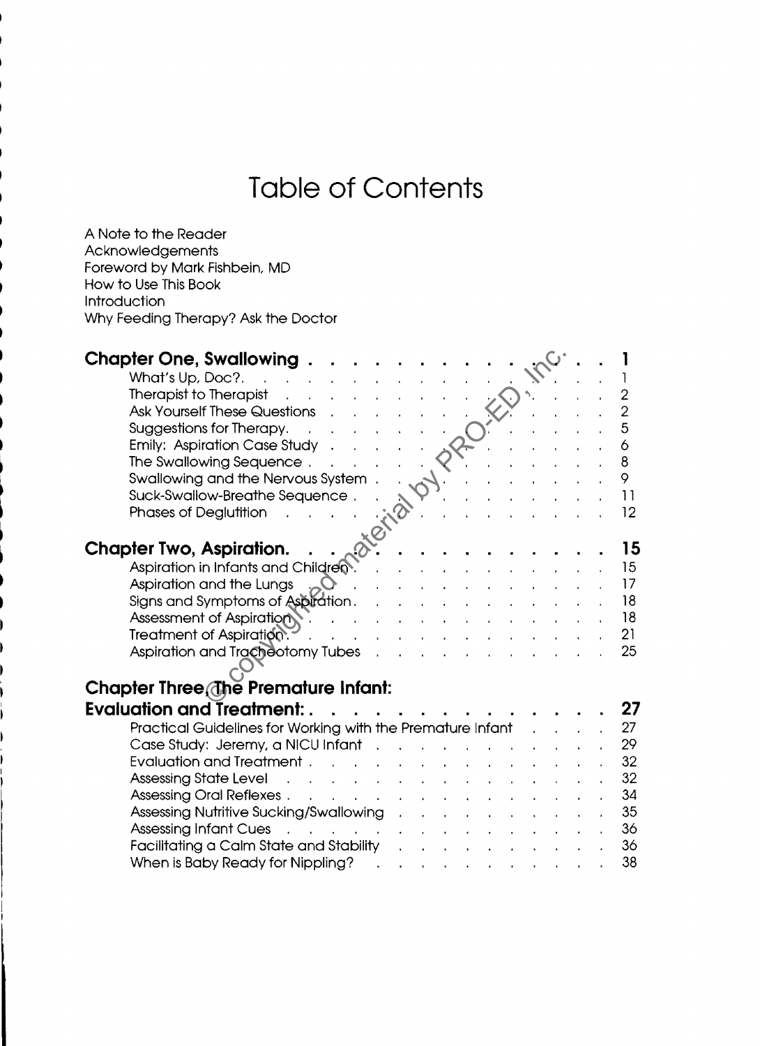# Table of Contents

A Note to the Reader
Acknowledgements
Foreword by Mark Fishbein, MD
How to Use This Book
Introduction
Why Feeding Therapy? Ask the Doctor

**Chapter One, Swallowing** . . . . . . . . . . . . . . . 1

- What's Up, Doc? . . . . . . . . . . . . . . . 1
- Therapist to Therapist . . . . . . . . . . . . . . . 2
- Ask Yourself These Questions . . . . . . . . . . . . . . . 2
- Suggestions for Therapy. . . . . . . . . . . . . . . 5
- Emily: Aspiration Case Study . . . . . . . . . . . . . . . 6
- The Swallowing Sequence . . . . . . . . . . . . . . . 8
- Swallowing and the Nervous System . . . . . . . . . . . . . . . 9
- Suck-Swallow-Breathe Sequence . . . . . . . . . . . . . . . 11
- Phases of Deglutition . . . . . . . . . . . . . . . 12

**Chapter Two, Aspiration.** . . . . . . . . . . . . . . . 15

- Aspiration in Infants and Children . . . . . . . . . . . . . . . 15
- Aspiration and the Lungs . . . . . . . . . . . . . . . 17
- Signs and Symptoms of Aspiration. . . . . . . . . . . . . . . 18
- Assessment of Aspiration . . . . . . . . . . . . . . . 18
- Treatment of Aspiration. . . . . . . . . . . . . . . 21
- Aspiration and Tracheotomy Tubes . . . . . . . . . . . . . . . 25

**Chapter Three, The Premature Infant: Evaluation and Treatment:** . . . . . . . . . . . . . . . 27

- Practical Guidelines for Working with the Premature Infant . . . . . 27
- Case Study: Jeremy, a NICU Infant . . . . . . . . . . . . . . . 29
- Evaluation and Treatment . . . . . . . . . . . . . . . 32
- Assessing State Level . . . . . . . . . . . . . . . 32
- Assessing Oral Reflexes . . . . . . . . . . . . . . . 34
- Assessing Nutritive Sucking/Swallowing . . . . . . . . . . . . . . . 35
- Assessing Infant Cues . . . . . . . . . . . . . . . 36
- Facilitating a Calm State and Stability . . . . . . . . . . . . . . . 36
- When is Baby Ready for Nippling? . . . . . . . . . . . . . . . 38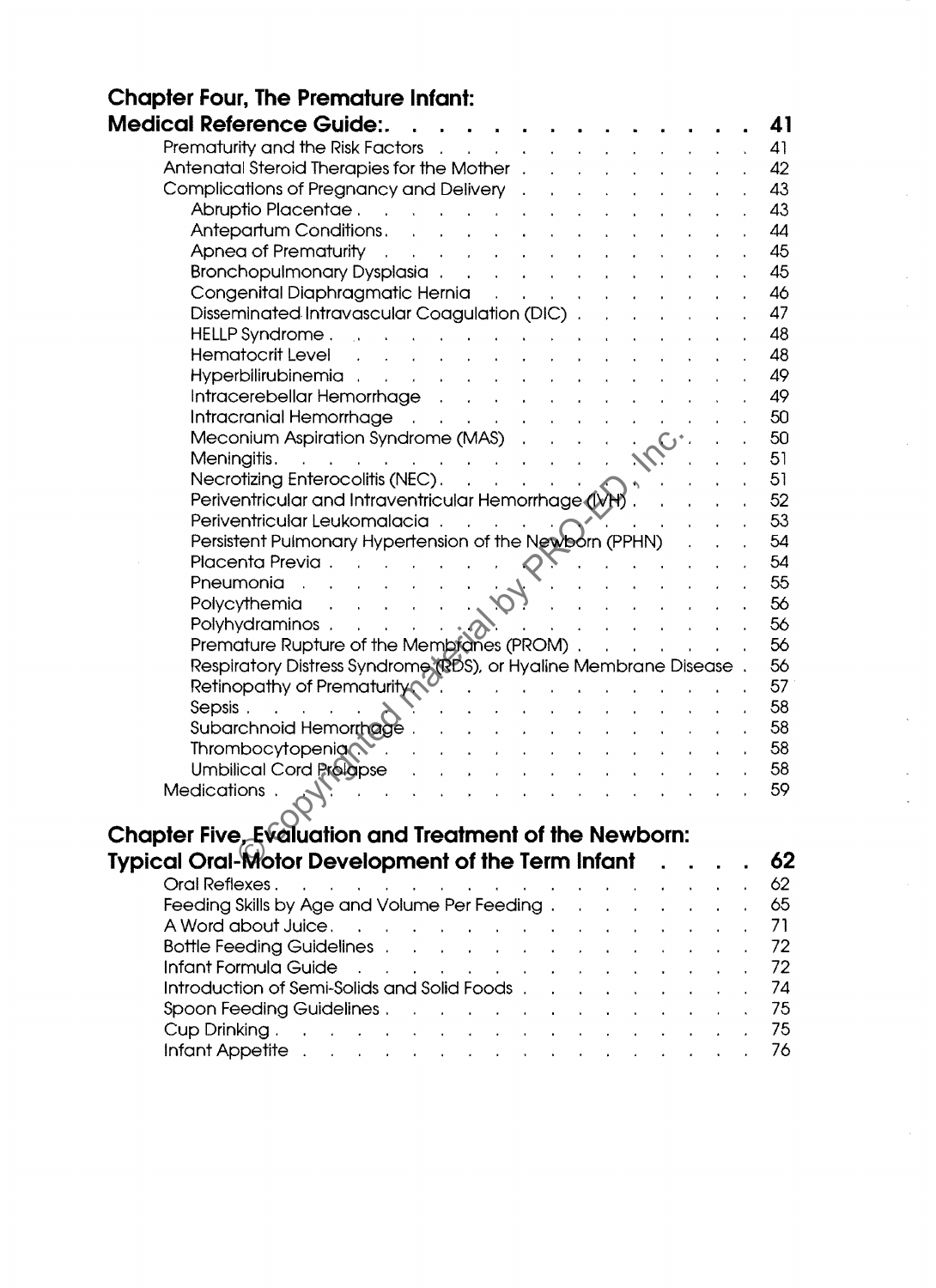**Chapter Four, The Premature Infant: Medical Reference Guide:** . . . 41

- Prematurity and the Risk Factors . . . 41
- Antenatal Steroid Therapies for the Mother . . . 42
- Complications of Pregnancy and Delivery . . . 43
  - Abruptio Placentae . . . 43
  - Antepartum Conditions . . . 44
  - Apnea of Prematurity . . . 45
  - Bronchopulmonary Dysplasia . . . 45
  - Congenital Diaphragmatic Hernia . . . 46
  - Disseminated Intravascular Coagulation (DIC) . . . 47
  - HELLP Syndrome . . . 48
  - Hematocrit Level . . . 48
  - Hyperbilirubinemia . . . 49
  - Intracerebellar Hemorrhage . . . 49
  - Intracranial Hemorrhage . . . 50
  - Meconium Aspiration Syndrome (MAS) . . . 50
  - Meningitis . . . 51
  - Necrotizing Enterocolitis (NEC) . . . 51
  - Periventricular and Intraventricular Hemorrhage (IVH) . . . 52
  - Periventricular Leukomalacia . . . 53
  - Persistent Pulmonary Hypertension of the Newborn (PPHN) . . . 54
  - Placenta Previa . . . 54
  - Pneumonia . . . 55
  - Polycythemia . . . 56
  - Polyhydraminos . . . 56
  - Premature Rupture of the Membranes (PROM) . . . 56
  - Respiratory Distress Syndrome (RDS), or Hyaline Membrane Disease . . . 56
  - Retinopathy of Prematurity . . . 57
  - Sepsis . . . 58
  - Subarchnoid Hemorrhage . . . 58
  - Thrombocytopenia . . . 58
  - Umbilical Cord Prolapse . . . 58
- Medications . . . 59

**Chapter Five, Evaluation and Treatment of the Newborn: Typical Oral-Motor Development of the Term Infant** . . . 62

- Oral Reflexes . . . 62
- Feeding Skills by Age and Volume Per Feeding . . . 65
- A Word about Juice . . . 71
- Bottle Feeding Guidelines . . . 72
- Infant Formula Guide . . . 72
- Introduction of Semi-Solids and Solid Foods . . . 74
- Spoon Feeding Guidelines . . . 75
- Cup Drinking . . . 75
- Infant Appetite . . . 76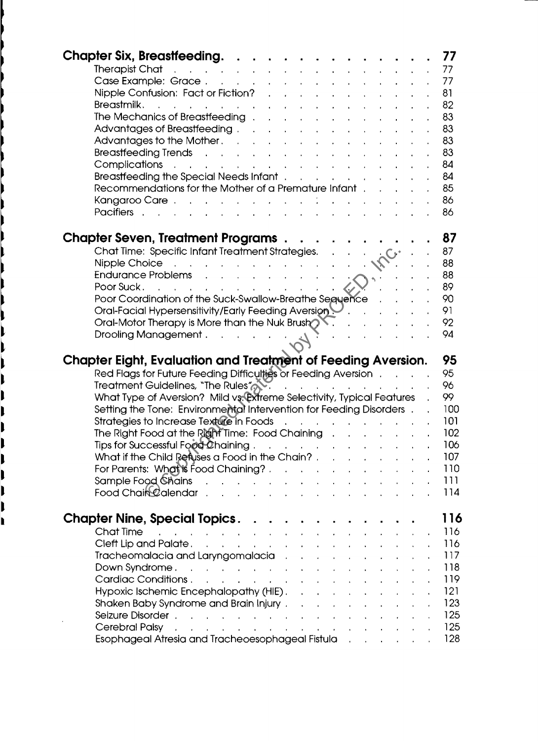**Chapter Six, Breastfeeding.** . . . . . . . . . . . . . . **77**

- Therapist Chat . . . . . . . . . . . . . . . . . . . . 77
- Case Example: Grace . . . . . . . . . . . . . . . . . . 77
- Nipple Confusion: Fact or Fiction? . . . . . . . . . . . . 81
- Breastmilk. . . . . . . . . . . . . . . . . . . . . . 82
- The Mechanics of Breastfeeding . . . . . . . . . . . . . 83
- Advantages of Breastfeeding . . . . . . . . . . . . . . 83
- Advantages to the Mother. . . . . . . . . . . . . . . . 83
- Breastfeeding Trends . . . . . . . . . . . . . . . . . 83
- Complications . . . . . . . . . . . . . . . . . . . . 84
- Breastfeeding the Special Needs Infant . . . . . . . . . . 84
- Recommendations for the Mother of a Premature Infant . . . . . 85
- Kangaroo Care . . . . . . . . . . . . . . . . . . . . 86
- Pacifiers . . . . . . . . . . . . . . . . . . . . . . 86

**Chapter Seven, Treatment Programs** . . . . . . . . . . **87**

- Chat Time: Specific Infant Treatment Strategies. . . . . . . . 87
- Nipple Choice . . . . . . . . . . . . . . . . . . . . 88
- Endurance Problems . . . . . . . . . . . . . . . . . . 88
- Poor Suck. . . . . . . . . . . . . . . . . . . . . . 89
- Poor Coordination of the Suck-Swallow-Breathe Sequence . . . . 90
- Oral-Facial Hypersensitivity/Early Feeding Aversion . . . . . . 91
- Oral-Motor Therapy is More than the Nuk Brush . . . . . . . . 92
- Drooling Management . . . . . . . . . . . . . . . . . 94

**Chapter Eight, Evaluation and Treatment of Feeding Aversion.** **95**

- Red Flags for Future Feeding Difficulties or Feeding Aversion . . . . 95
- Treatment Guidelines, "The Rules" . . . . . . . . . . . . 96
- What Type of Aversion? Mild vs. Extreme Selectivity, Typical Features . 99
- Setting the Tone: Environmental Intervention for Feeding Disorders . . 100
- Strategies to Increase Texture in Foods . . . . . . . . . . . 101
- The Right Food at the Right Time: Food Chaining . . . . . . . 102
- Tips for Successful Food Chaining . . . . . . . . . . . . . 106
- What if the Child Refuses a Food in the Chain? . . . . . . . . 107
- For Parents: What is Food Chaining? . . . . . . . . . . . . 110
- Sample Food Chains . . . . . . . . . . . . . . . . . . 111
- Food Chain Calendar . . . . . . . . . . . . . . . . . . 114

**Chapter Nine, Special Topics.** . . . . . . . . . . . . . **116**

- Chat Time . . . . . . . . . . . . . . . . . . . . . 116
- Cleft Lip and Palate. . . . . . . . . . . . . . . . . . 116
- Tracheomalacia and Laryngomalacia . . . . . . . . . . . . 117
- Down Syndrome. . . . . . . . . . . . . . . . . . . . 118
- Cardiac Conditions. . . . . . . . . . . . . . . . . . . 119
- Hypoxic Ischemic Encephalopathy (HIE). . . . . . . . . . . 121
- Shaken Baby Syndrome and Brain Injury . . . . . . . . . . . 123
- Seizure Disorder . . . . . . . . . . . . . . . . . . . 125
- Cerebral Palsy . . . . . . . . . . . . . . . . . . . . 125
- Esophageal Atresia and Tracheoesophageal Fistula . . . . . . . 128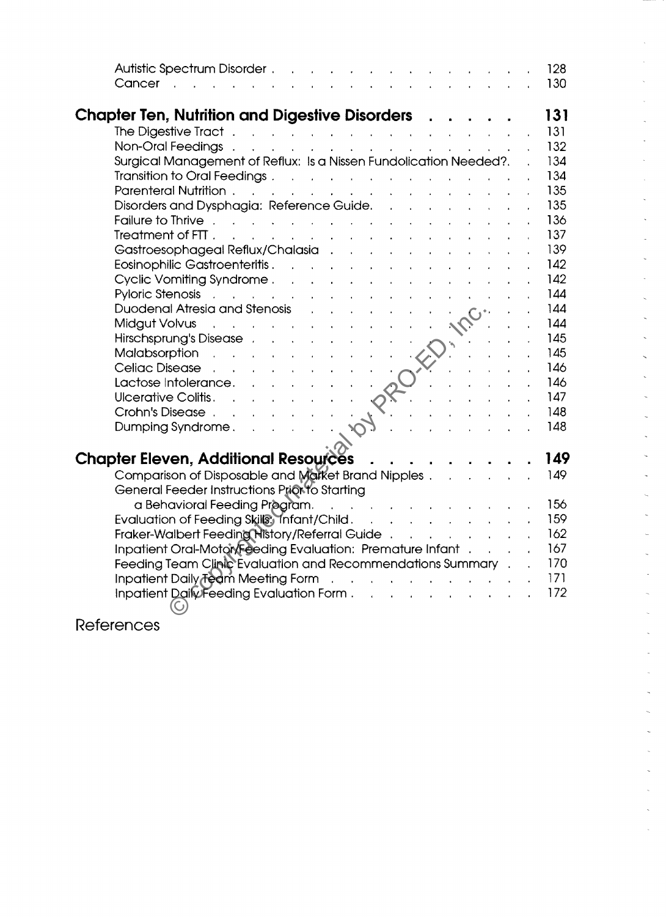Autistic Spectrum Disorder . . . . . . . . . . . . . . . . . . 128
Cancer . . . . . . . . . . . . . . . . . . . . . . 130

## Chapter Ten, Nutrition and Digestive Disorders . . . . . 131

The Digestive Tract . . . . . . . . . . . . . . . . . . . 131
Non-Oral Feedings . . . . . . . . . . . . . . . . . . . 132
Surgical Management of Reflux: Is a Nissen Fundolication Needed?. . 134
Transition to Oral Feedings . . . . . . . . . . . . . . . . . 134
Parenteral Nutrition . . . . . . . . . . . . . . . . . . . 135
Disorders and Dysphagia: Reference Guide. . . . . . . . . . . 135
Failure to Thrive . . . . . . . . . . . . . . . . . . . . 136
Treatment of FTT . . . . . . . . . . . . . . . . . . . . 137
Gastroesophageal Reflux/Chalasia . . . . . . . . . . . . . . 139
Eosinophilic Gastroenteritis . . . . . . . . . . . . . . . . 142
Cyclic Vomiting Syndrome . . . . . . . . . . . . . . . . . 142
Pyloric Stenosis . . . . . . . . . . . . . . . . . . . . 144
Duodenal Atresia and Stenosis . . . . . . . . . . . . . . . 144
Midgut Volvus . . . . . . . . . . . . . . . . . . . . . 144
Hirschsprung's Disease . . . . . . . . . . . . . . . . . . 145
Malabsorption . . . . . . . . . . . . . . . . . . . . . 145
Celiac Disease . . . . . . . . . . . . . . . . . . . . . 146
Lactose Intolerance. . . . . . . . . . . . . . . . . . . 146
Ulcerative Colitis. . . . . . . . . . . . . . . . . . . . 147
Crohn's Disease . . . . . . . . . . . . . . . . . . . . 148
Dumping Syndrome. . . . . . . . . . . . . . . . . . . . 148

## Chapter Eleven, Additional Resources . . . . . . . . . . 149

Comparison of Disposable and Market Brand Nipples . . . . . . . 149
General Feeder Instructions Prior to Starting
a Behavioral Feeding Program. . . . . . . . . . . . . . . 156
Evaluation of Feeding Skills: Infant/Child. . . . . . . . . . . 159
Fraker-Walbert Feeding History/Referral Guide . . . . . . . . . 162
Inpatient Oral-Motor/Feeding Evaluation: Premature Infant . . . . 167
Feeding Team Clinic Evaluation and Recommendations Summary . . 170
Inpatient Daily Team Meeting Form . . . . . . . . . . . . . 171
Inpatient Daily Feeding Evaluation Form . . . . . . . . . . . 172

References